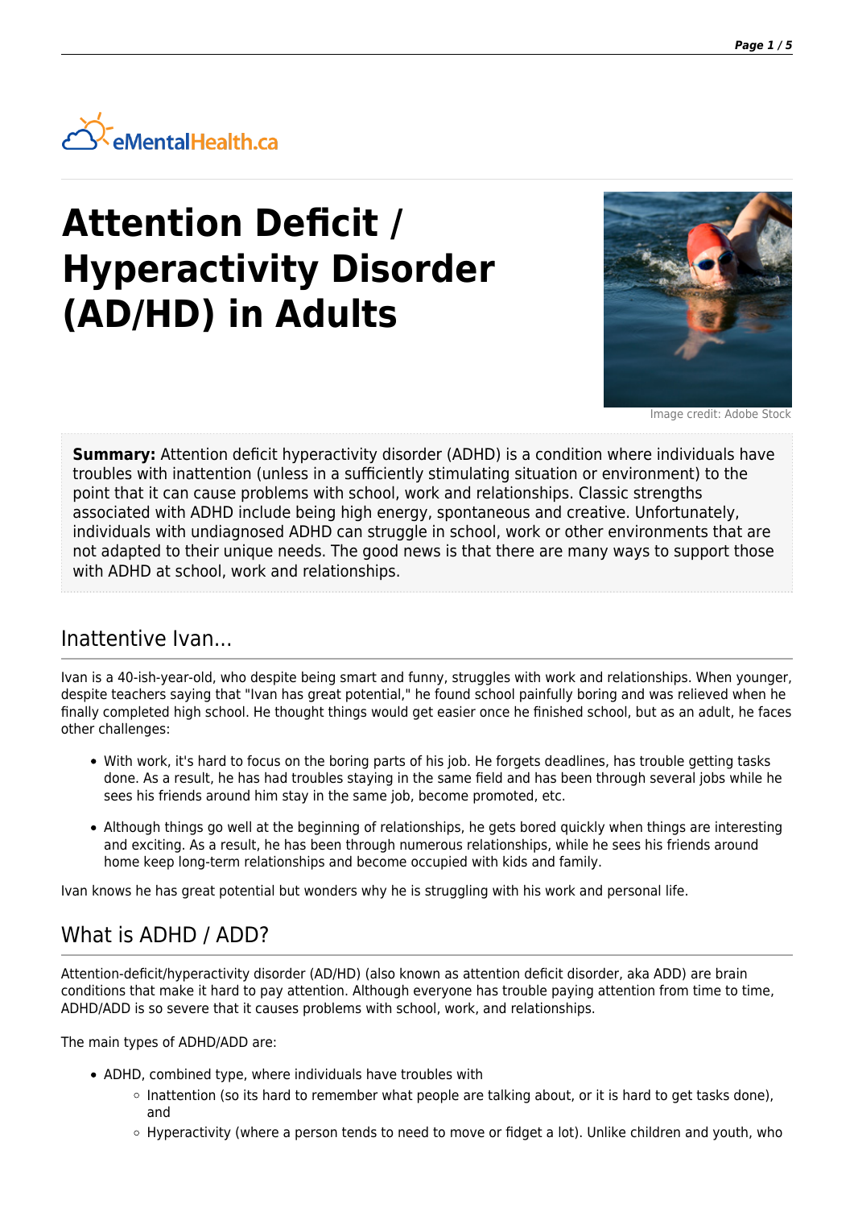eMentalHealth.ca

# Attention Deficit / Hyperactivity Disorder (AD/HD) in Adults

Image credit: Adobe Stock

**Summary:** Attention deficit hyperactivity disorder (ADHD) is a condition where individuals have troubles with inattention (unless in a sufficiently stimulating situation or environment) to the point that it can cause problems with school, work and relationships. Classic strengths associated with ADHD include being high energy, spontaneous and creative. Unfortunately, individuals with undiagnosed ADHD can struggle in school, work or other environments that are not adapted to their unique needs. The good news is that there are many ways to support those with ADHD at school, work and relationships.

## Inattentive Ivan...

Ivan is a 40-ish-year-old, who despite being smart and funny, struggles with work and relationships. When younger, despite teachers saying that "Ivan has great potential," he found school painfully boring and was relieved when he finally completed high school. He thought things would get easier once he finished school, but as an adult, he faces other challenges:

- With work, it's hard to focus on the boring parts of his job. He forgets deadlines, has trouble getting tasks done. As a result, he has had troubles staying in the same field and has been through several jobs while he sees his friends around him stay in the same job, become promoted, etc.
- Although things go well at the beginning of relationships, he gets bored quickly when things are interesting and exciting. As a result, he has been through numerous relationships, while he sees his friends around home keep long-term relationships and become occupied with kids and family.

Ivan knows he has great potential but wonders why he is struggling with his work and personal life.

## What is ADHD / ADD?

Attention-deficit/hyperactivity disorder (AD/HD) (also known as attention deficit disorder, aka ADD) are brain conditions that make it hard to pay attention. Although everyone has trouble paying attention from time to time, ADHD/ADD is so severe that it causes problems with school, work, and relationships.

The main types of ADHD/ADD are:

- ADHD, combined type, where individuals have troubles with
    - Inattention (so its hard to remember what people are talking about, or it is hard to get tasks done), and
    - Hyperactivity (where a person tends to need to move or fidget a lot). Unlike children and youth, who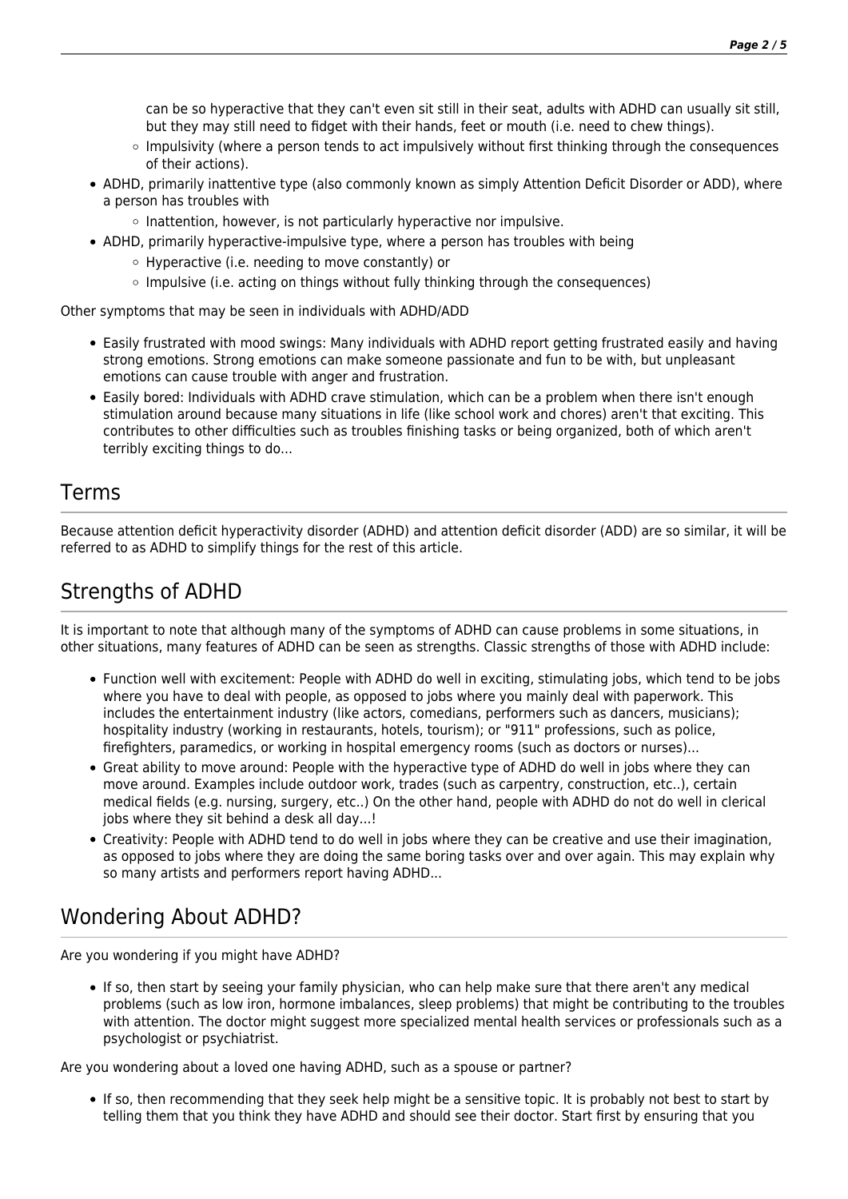can be so hyperactive that they can't even sit still in their seat, adults with ADHD can usually sit still, but they may still need to fidget with their hands, feet or mouth (i.e. need to chew things).
    - Impulsivity (where a person tends to act impulsively without first thinking through the consequences of their actions).
- ADHD, primarily inattentive type (also commonly known as simply Attention Deficit Disorder or ADD), where a person has troubles with
    - Inattention, however, is not particularly hyperactive nor impulsive.
- ADHD, primarily hyperactive-impulsive type, where a person has troubles with being
    - Hyperactive (i.e. needing to move constantly) or
    - Impulsive (i.e. acting on things without fully thinking through the consequences)

Other symptoms that may be seen in individuals with ADHD/ADD

- Easily frustrated with mood swings: Many individuals with ADHD report getting frustrated easily and having strong emotions. Strong emotions can make someone passionate and fun to be with, but unpleasant emotions can cause trouble with anger and frustration.
- Easily bored: Individuals with ADHD crave stimulation, which can be a problem when there isn't enough stimulation around because many situations in life (like school work and chores) aren't that exciting. This contributes to other difficulties such as troubles finishing tasks or being organized, both of which aren't terribly exciting things to do...

## Terms

Because attention deficit hyperactivity disorder (ADHD) and attention deficit disorder (ADD) are so similar, it will be referred to as ADHD to simplify things for the rest of this article.

## Strengths of ADHD

It is important to note that although many of the symptoms of ADHD can cause problems in some situations, in other situations, many features of ADHD can be seen as strengths. Classic strengths of those with ADHD include:

- Function well with excitement: People with ADHD do well in exciting, stimulating jobs, which tend to be jobs where you have to deal with people, as opposed to jobs where you mainly deal with paperwork. This includes the entertainment industry (like actors, comedians, performers such as dancers, musicians); hospitality industry (working in restaurants, hotels, tourism); or "911" professions, such as police, firefighters, paramedics, or working in hospital emergency rooms (such as doctors or nurses)...
- Great ability to move around: People with the hyperactive type of ADHD do well in jobs where they can move around. Examples include outdoor work, trades (such as carpentry, construction, etc..), certain medical fields (e.g. nursing, surgery, etc..) On the other hand, people with ADHD do not do well in clerical jobs where they sit behind a desk all day...!
- Creativity: People with ADHD tend to do well in jobs where they can be creative and use their imagination, as opposed to jobs where they are doing the same boring tasks over and over again. This may explain why so many artists and performers report having ADHD...

## Wondering About ADHD?

Are you wondering if you might have ADHD?

- If so, then start by seeing your family physician, who can help make sure that there aren't any medical problems (such as low iron, hormone imbalances, sleep problems) that might be contributing to the troubles with attention. The doctor might suggest more specialized mental health services or professionals such as a psychologist or psychiatrist.

Are you wondering about a loved one having ADHD, such as a spouse or partner?

- If so, then recommending that they seek help might be a sensitive topic. It is probably not best to start by telling them that you think they have ADHD and should see their doctor. Start first by ensuring that you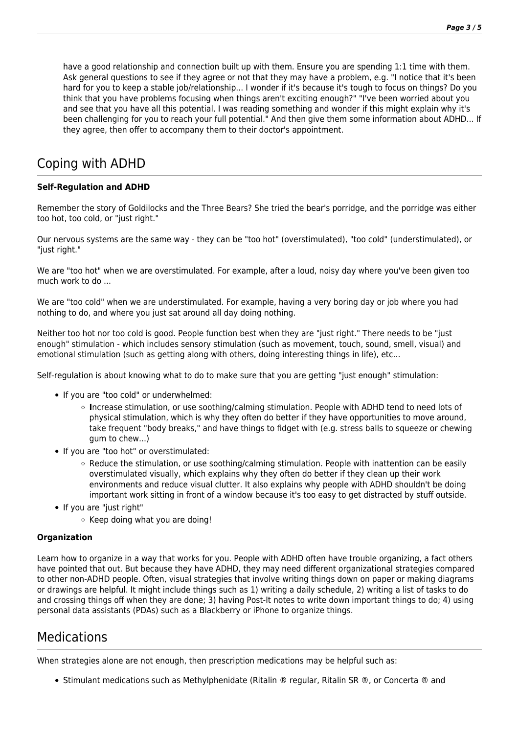have a good relationship and connection built up with them. Ensure you are spending 1:1 time with them. Ask general questions to see if they agree or not that they may have a problem, e.g. "I notice that it's been hard for you to keep a stable job/relationship... I wonder if it's because it's tough to focus on things? Do you think that you have problems focusing when things aren't exciting enough?" "I've been worried about you and see that you have all this potential. I was reading something and wonder if this might explain why it's been challenging for you to reach your full potential." And then give them some information about ADHD... If they agree, then offer to accompany them to their doctor's appointment.

## Coping with ADHD

**Self-Regulation and ADHD**

Remember the story of Goldilocks and the Three Bears? She tried the bear's porridge, and the porridge was either too hot, too cold, or "just right."

Our nervous systems are the same way - they can be "too hot" (overstimulated), "too cold" (understimulated), or "just right."

We are "too hot" when we are overstimulated. For example, after a loud, noisy day where you've been given too much work to do ...

We are "too cold" when we are understimulated. For example, having a very boring day or job where you had nothing to do, and where you just sat around all day doing nothing.

Neither too hot nor too cold is good. People function best when they are "just right." There needs to be "just enough" stimulation - which includes sensory stimulation (such as movement, touch, sound, smell, visual) and emotional stimulation (such as getting along with others, doing interesting things in life), etc...

Self-regulation is about knowing what to do to make sure that you are getting "just enough" stimulation:

- If you are "too cold" or underwhelmed:
  - **I**ncrease stimulation, or use soothing/calming stimulation. People with ADHD tend to need lots of physical stimulation, which is why they often do better if they have opportunities to move around, take frequent "body breaks," and have things to fidget with (e.g. stress balls to squeeze or chewing gum to chew...)
- If you are "too hot" or overstimulated:
  - Reduce the stimulation, or use soothing/calming stimulation. People with inattention can be easily overstimulated visually, which explains why they often do better if they clean up their work environments and reduce visual clutter. It also explains why people with ADHD shouldn't be doing important work sitting in front of a window because it's too easy to get distracted by stuff outside.
- If you are "just right"
  - Keep doing what you are doing!

**Organization**

Learn how to organize in a way that works for you. People with ADHD often have trouble organizing, a fact others have pointed that out. But because they have ADHD, they may need different organizational strategies compared to other non-ADHD people. Often, visual strategies that involve writing things down on paper or making diagrams or drawings are helpful. It might include things such as 1) writing a daily schedule, 2) writing a list of tasks to do and crossing things off when they are done; 3) having Post-It notes to write down important things to do; 4) using personal data assistants (PDAs) such as a Blackberry or iPhone to organize things.

## Medications

When strategies alone are not enough, then prescription medications may be helpful such as:

- Stimulant medications such as Methylphenidate (Ritalin ® regular, Ritalin SR ®, or Concerta ® and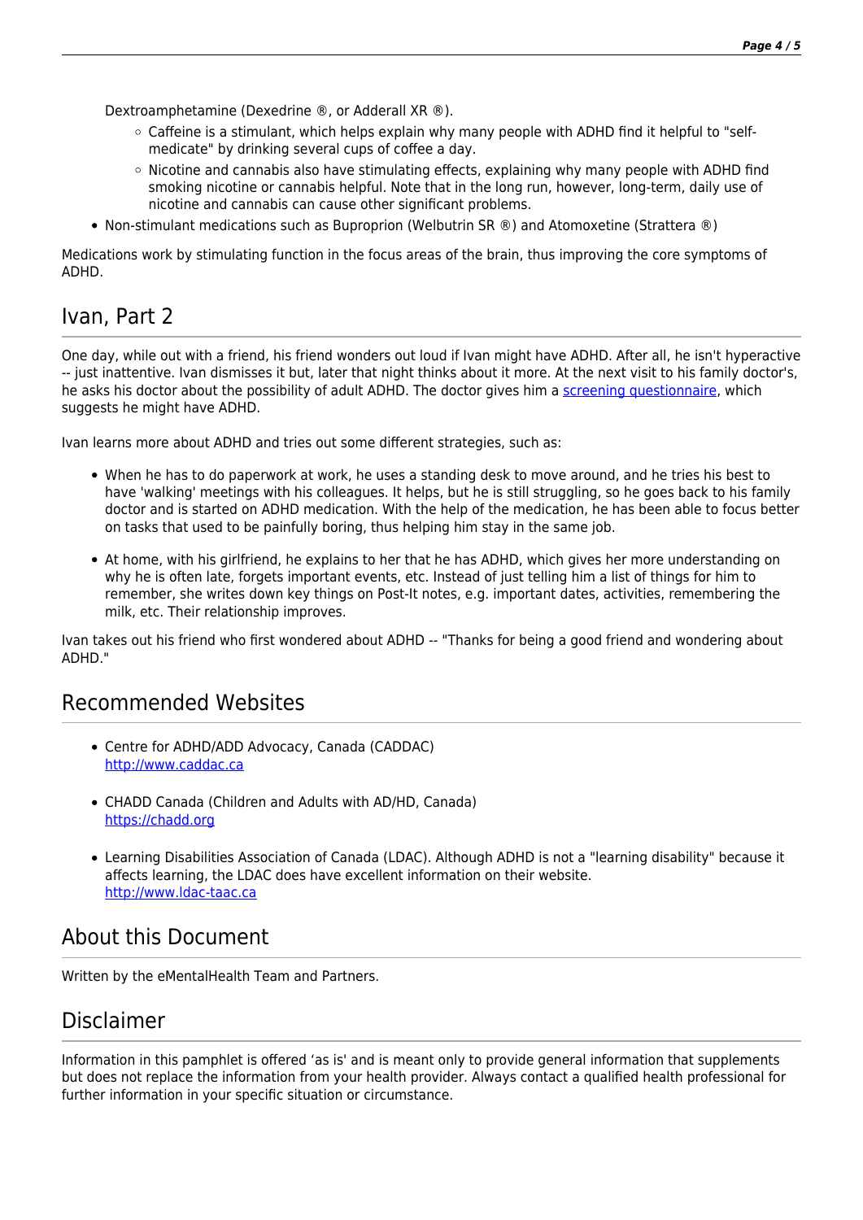Dextroamphetamine (Dexedrine ®, or Adderall XR ®).

- Caffeine is a stimulant, which helps explain why many people with ADHD find it helpful to "self-medicate" by drinking several cups of coffee a day.
- Nicotine and cannabis also have stimulating effects, explaining why many people with ADHD find smoking nicotine or cannabis helpful. Note that in the long run, however, long-term, daily use of nicotine and cannabis can cause other significant problems.

- Non-stimulant medications such as Buproprion (Welbutrin SR ®) and Atomoxetine (Strattera ®)

Medications work by stimulating function in the focus areas of the brain, thus improving the core symptoms of ADHD.

## Ivan, Part 2

One day, while out with a friend, his friend wonders out loud if Ivan might have ADHD. After all, he isn't hyperactive -- just inattentive. Ivan dismisses it but, later that night thinks about it more. At the next visit to his family doctor's, he asks his doctor about the possibility of adult ADHD. The doctor gives him a screening questionnaire, which suggests he might have ADHD.

Ivan learns more about ADHD and tries out some different strategies, such as:

- When he has to do paperwork at work, he uses a standing desk to move around, and he tries his best to have 'walking' meetings with his colleagues. It helps, but he is still struggling, so he goes back to his family doctor and is started on ADHD medication. With the help of the medication, he has been able to focus better on tasks that used to be painfully boring, thus helping him stay in the same job.

- At home, with his girlfriend, he explains to her that he has ADHD, which gives her more understanding on why he is often late, forgets important events, etc. Instead of just telling him a list of things for him to remember, she writes down key things on Post-It notes, e.g. important dates, activities, remembering the milk, etc. Their relationship improves.

Ivan takes out his friend who first wondered about ADHD -- "Thanks for being a good friend and wondering about ADHD."

## Recommended Websites

- Centre for ADHD/ADD Advocacy, Canada (CADDAC)
  http://www.caddac.ca

- CHADD Canada (Children and Adults with AD/HD, Canada)
  https://chadd.org

- Learning Disabilities Association of Canada (LDAC). Although ADHD is not a "learning disability" because it affects learning, the LDAC does have excellent information on their website.
  http://www.ldac-taac.ca

## About this Document

Written by the eMentalHealth Team and Partners.

## Disclaimer

Information in this pamphlet is offered 'as is' and is meant only to provide general information that supplements but does not replace the information from your health provider. Always contact a qualified health professional for further information in your specific situation or circumstance.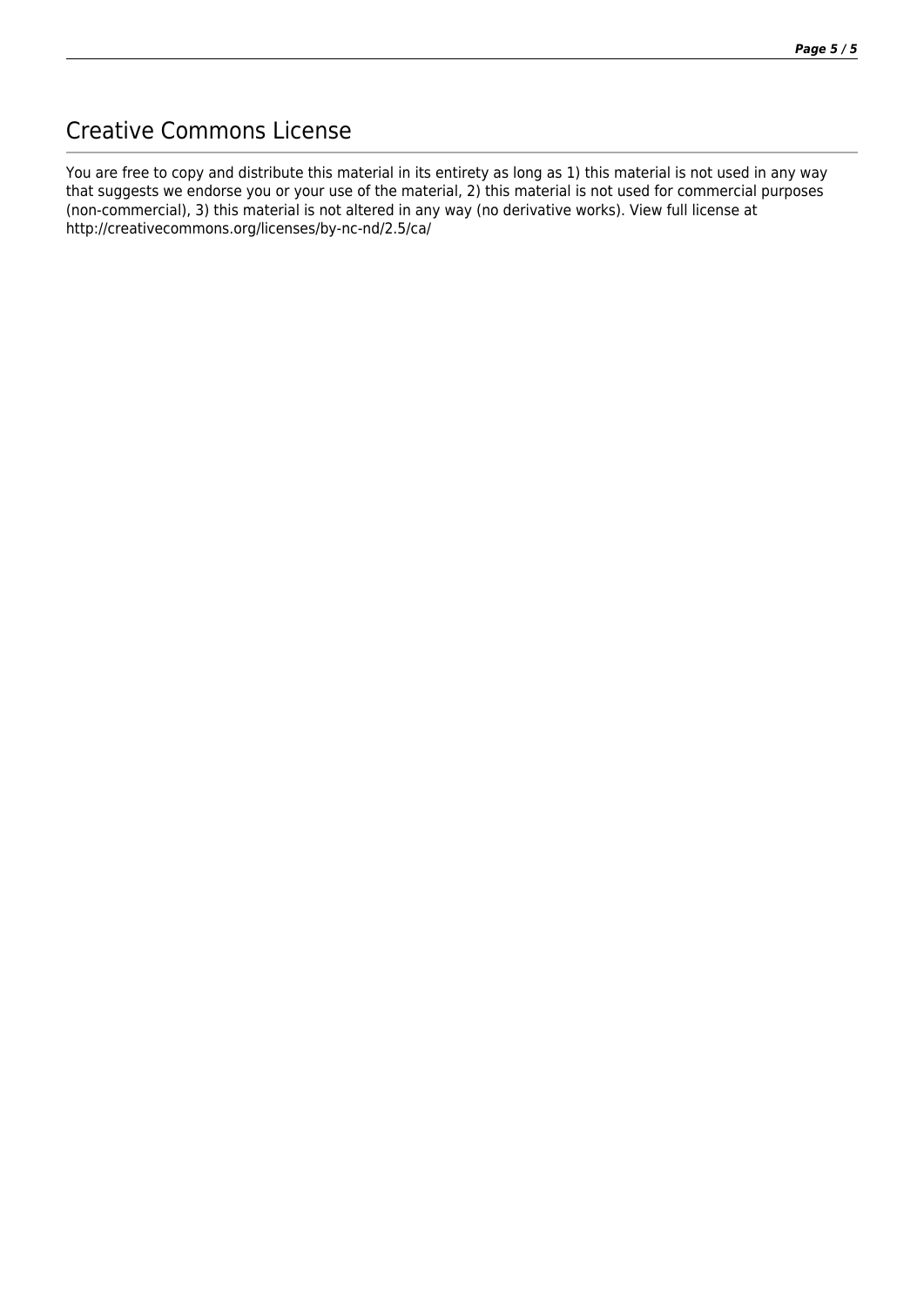## Creative Commons License

You are free to copy and distribute this material in its entirety as long as 1) this material is not used in any way that suggests we endorse you or your use of the material, 2) this material is not used for commercial purposes (non-commercial), 3) this material is not altered in any way (no derivative works). View full license at http://creativecommons.org/licenses/by-nc-nd/2.5/ca/